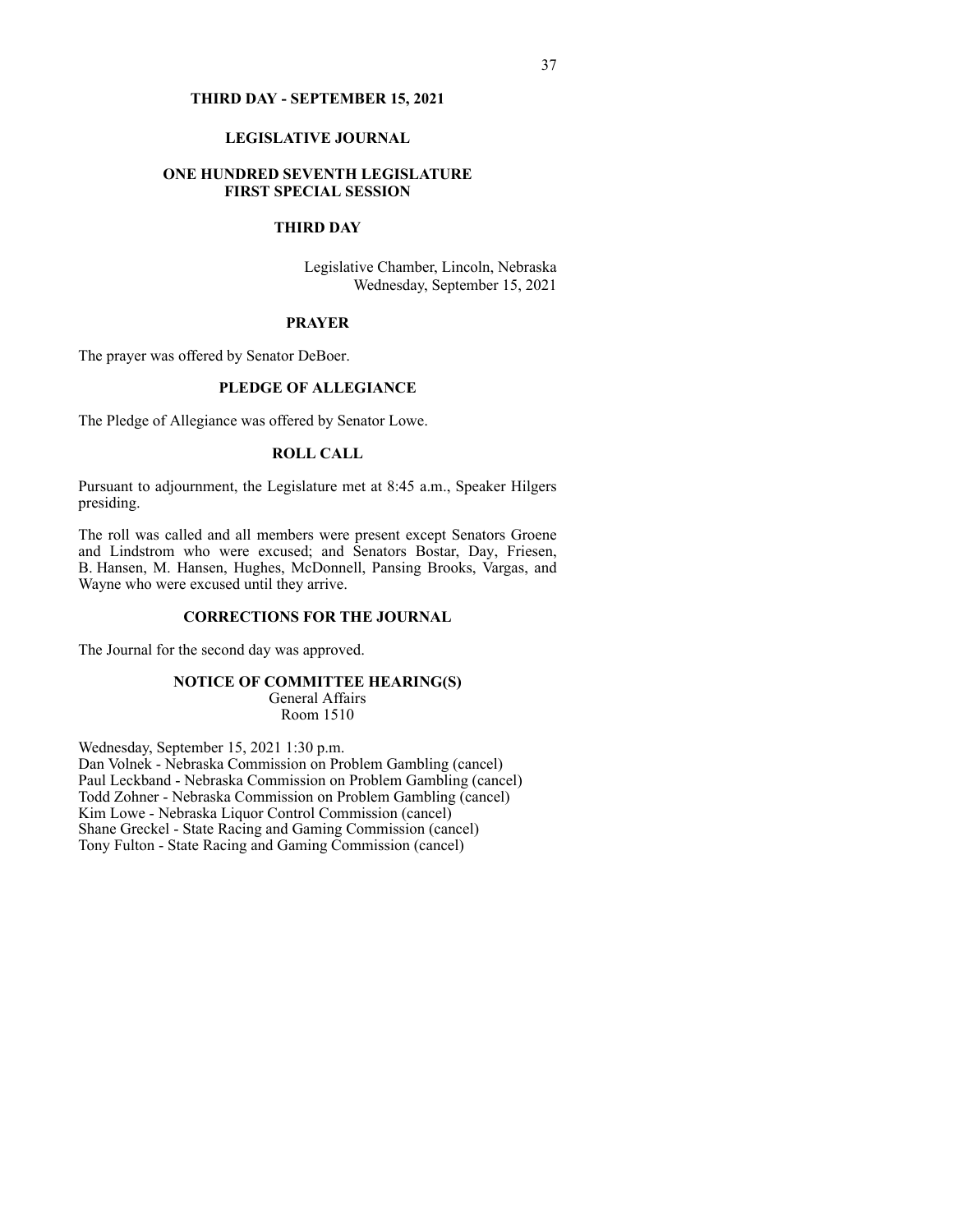# THIRD DAY - SEPTEMBER 15, 2021

## LEGISLATIVE JOURNAL

## ONE HUNDRED SEVENTH LEGISLATURE
## FIRST SPECIAL SESSION

## THIRD DAY

Legislative Chamber, Lincoln, Nebraska
Wednesday, September 15, 2021

### PRAYER

The prayer was offered by Senator DeBoer.

### PLEDGE OF ALLEGIANCE

The Pledge of Allegiance was offered by Senator Lowe.

### ROLL CALL

Pursuant to adjournment, the Legislature met at 8:45 a.m., Speaker Hilgers presiding.

The roll was called and all members were present except Senators Groene and Lindstrom who were excused; and Senators Bostar, Day, Friesen, B. Hansen, M. Hansen, Hughes, McDonnell, Pansing Brooks, Vargas, and Wayne who were excused until they arrive.

### CORRECTIONS FOR THE JOURNAL

The Journal for the second day was approved.

### NOTICE OF COMMITTEE HEARING(S)

General Affairs
Room 1510

Wednesday, September 15, 2021 1:30 p.m.
Dan Volnek - Nebraska Commission on Problem Gambling (cancel)
Paul Leckband - Nebraska Commission on Problem Gambling (cancel)
Todd Zohner - Nebraska Commission on Problem Gambling (cancel)
Kim Lowe - Nebraska Liquor Control Commission (cancel)
Shane Greckel - State Racing and Gaming Commission (cancel)
Tony Fulton - State Racing and Gaming Commission (cancel)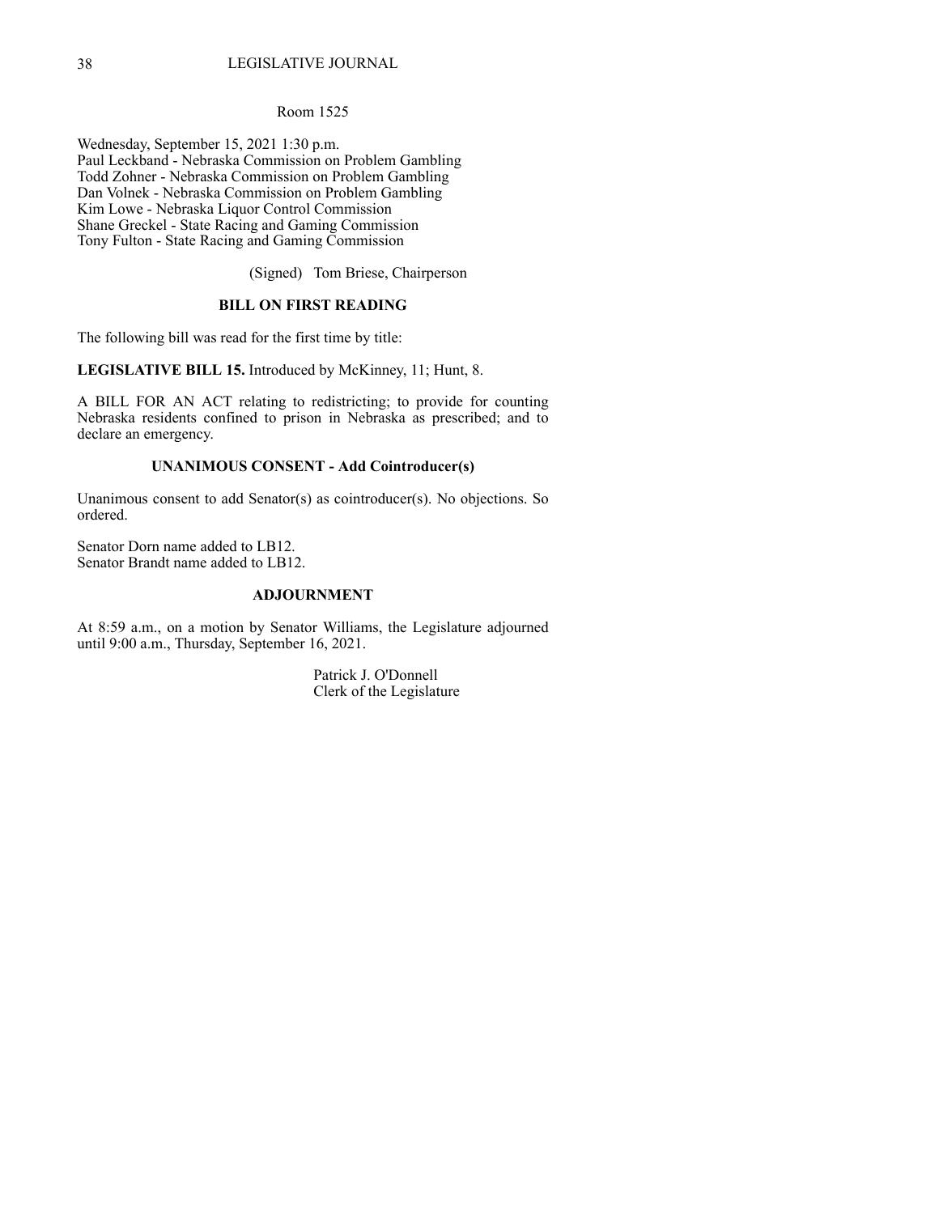Room 1525

Wednesday, September 15, 2021 1:30 p.m.
Paul Leckband - Nebraska Commission on Problem Gambling
Todd Zohner - Nebraska Commission on Problem Gambling
Dan Volnek - Nebraska Commission on Problem Gambling
Kim Lowe - Nebraska Liquor Control Commission
Shane Greckel - State Racing and Gaming Commission
Tony Fulton - State Racing and Gaming Commission

(Signed) Tom Briese, Chairperson

## BILL ON FIRST READING

The following bill was read for the first time by title:

**LEGISLATIVE BILL 15.** Introduced by McKinney, 11; Hunt, 8.

A BILL FOR AN ACT relating to redistricting; to provide for counting Nebraska residents confined to prison in Nebraska as prescribed; and to declare an emergency.

## UNANIMOUS CONSENT - Add Cointroducer(s)

Unanimous consent to add Senator(s) as cointroducer(s). No objections. So ordered.

Senator Dorn name added to LB12.
Senator Brandt name added to LB12.

## ADJOURNMENT

At 8:59 a.m., on a motion by Senator Williams, the Legislature adjourned until 9:00 a.m., Thursday, September 16, 2021.

Patrick J. O'Donnell
Clerk of the Legislature